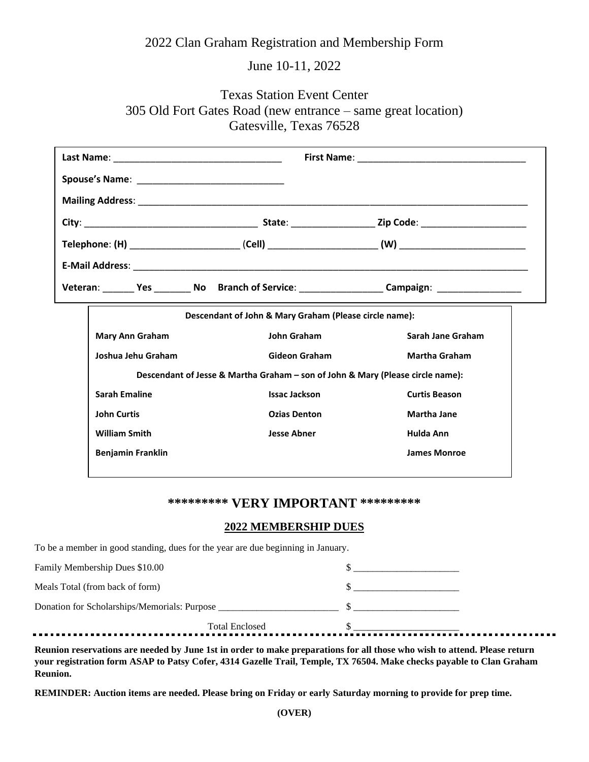# 2022 Clan Graham Registration and Membership Form

June 10-11, 2022

Texas Station Event Center
305 Old Fort Gates Road (new entrance – same great location)
Gatesville, Texas 76528

**Last Name**: ______________________________ **First Name**: ______________________________

**Spouse's Name**: __________________________

**Mailing Address**: ______________________________________________________________________

**City**: ______________________________ **State**: ______________ **Zip Code**: __________________

**Telephone**: **(H)** __________________ (**Cell)** __________________ **(W)** ______________________

**E-Mail Address**: _______________________________________________________________________

**Veteran**: ______ **Yes** _______ **No** **Branch of Service**: _______________ **Campaign**: _______________

**Descendant of John & Mary Graham (Please circle name):**

| | | |
|---|---|---|
| **Mary Ann Graham** | **John Graham** | **Sarah Jane Graham** |
| **Joshua Jehu Graham** | **Gideon Graham** | **Martha Graham** |

**Descendant of Jesse & Martha Graham – son of John & Mary (Please circle name):**

| | | |
|---|---|---|
| **Sarah Emaline** | **Issac Jackson** | **Curtis Beason** |
| **John Curtis** | **Ozias Denton** | **Martha Jane** |
| **William Smith** | **Jesse Abner** | **Hulda Ann** |
| **Benjamin Franklin** | | **James Monroe** |

## \*\*\*\*\*\*\*\*\* VERY IMPORTANT \*\*\*\*\*\*\*\*\*

### 2022 MEMBERSHIP DUES

To be a member in good standing, dues for the year are due beginning in January.

Family Membership Dues $10.00 $ ____________________

Meals Total (from back of form) $ ____________________

Donation for Scholarships/Memorials: Purpose ______________________ $ ____________________

Total Enclosed $ ____________________

**Reunion reservations are needed by June 1st in order to make preparations for all those who wish to attend. Please return your registration form ASAP to Patsy Cofer, 4314 Gazelle Trail, Temple, TX 76504. Make checks payable to Clan Graham Reunion.**

**REMINDER: Auction items are needed. Please bring on Friday or early Saturday morning to provide for prep time.**

**(OVER)**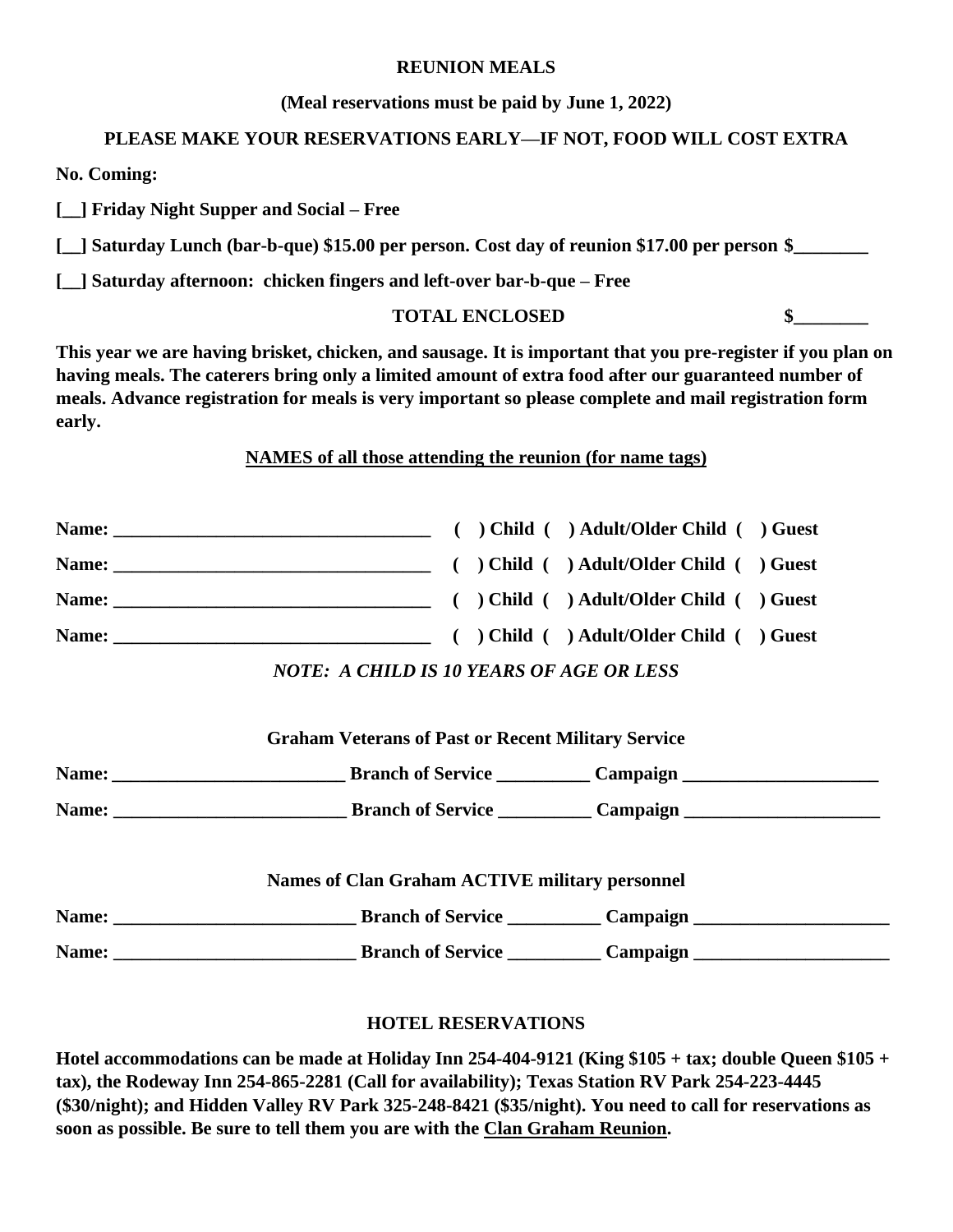**REUNION MEALS**

**(Meal reservations must be paid by June 1, 2022)**

**PLEASE MAKE YOUR RESERVATIONS EARLY—IF NOT, FOOD WILL COST EXTRA**

**No. Coming:**

**[__] Friday Night Supper and Social – Free**

**[__] Saturday Lunch (bar-b-que) $15.00 per person. Cost day of reunion $17.00 per person $________**

**[__] Saturday afternoon: chicken fingers and left-over bar-b-que – Free**

**TOTAL ENCLOSED $________**

**This year we are having brisket, chicken, and sausage. It is important that you pre-register if you plan on having meals. The caterers bring only a limited amount of extra food after our guaranteed number of meals. Advance registration for meals is very important so please complete and mail registration form early.**

**NAMES of all those attending the reunion (for name tags)**

**Name: ___________________________________ ( ) Child ( ) Adult/Older Child ( ) Guest**

**Name: ___________________________________ ( ) Child ( ) Adult/Older Child ( ) Guest**

**Name: ___________________________________ ( ) Child ( ) Adult/Older Child ( ) Guest**

**Name: ___________________________________ ( ) Child ( ) Adult/Older Child ( ) Guest**

***NOTE: A CHILD IS 10 YEARS OF AGE OR LESS***

**Graham Veterans of Past or Recent Military Service**

**Name: _________________________ Branch of Service __________ Campaign _____________________**

**Name: _________________________ Branch of Service __________ Campaign _____________________**

**Names of Clan Graham ACTIVE military personnel**

**Name: __________________________ Branch of Service __________ Campaign _____________________**

**Name: __________________________ Branch of Service __________ Campaign _____________________**

**HOTEL RESERVATIONS**

**Hotel accommodations can be made at Holiday Inn 254-404-9121 (King $105 + tax; double Queen $105 + tax), the Rodeway Inn 254-865-2281 (Call for availability); Texas Station RV Park 254-223-4445 ($30/night); and Hidden Valley RV Park 325-248-8421 ($35/night). You need to call for reservations as soon as possible. Be sure to tell them you are with the Clan Graham Reunion.**